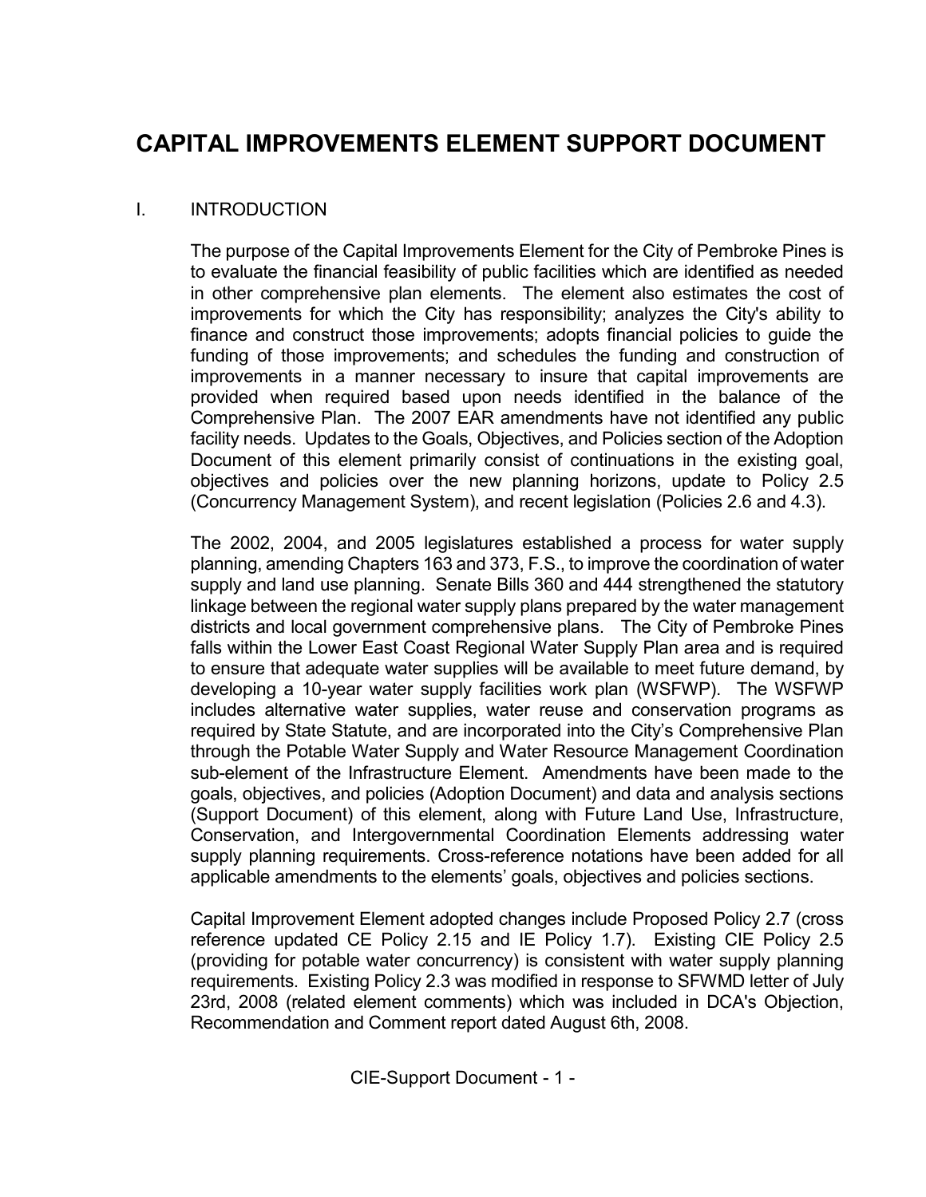# CAPITAL IMPROVEMENTS ELEMENT SUPPORT DOCUMENT

## I. INTRODUCTION

The purpose of the Capital Improvements Element for the City of Pembroke Pines is to evaluate the financial feasibility of public facilities which are identified as needed in other comprehensive plan elements. The element also estimates the cost of improvements for which the City has responsibility; analyzes the City's ability to finance and construct those improvements; adopts financial policies to guide the funding of those improvements; and schedules the funding and construction of improvements in a manner necessary to insure that capital improvements are provided when required based upon needs identified in the balance of the Comprehensive Plan. The 2007 EAR amendments have not identified any public facility needs. Updates to the Goals, Objectives, and Policies section of the Adoption Document of this element primarily consist of continuations in the existing goal, objectives and policies over the new planning horizons, update to Policy 2.5 (Concurrency Management System), and recent legislation (Policies 2.6 and 4.3).

The 2002, 2004, and 2005 legislatures established a process for water supply planning, amending Chapters 163 and 373, F.S., to improve the coordination of water supply and land use planning. Senate Bills 360 and 444 strengthened the statutory linkage between the regional water supply plans prepared by the water management districts and local government comprehensive plans. The City of Pembroke Pines falls within the Lower East Coast Regional Water Supply Plan area and is required to ensure that adequate water supplies will be available to meet future demand, by developing a 10-year water supply facilities work plan (WSFWP). The WSFWP includes alternative water supplies, water reuse and conservation programs as required by State Statute, and are incorporated into the City's Comprehensive Plan through the Potable Water Supply and Water Resource Management Coordination sub-element of the Infrastructure Element. Amendments have been made to the goals, objectives, and policies (Adoption Document) and data and analysis sections (Support Document) of this element, along with Future Land Use, Infrastructure, Conservation, and Intergovernmental Coordination Elements addressing water supply planning requirements. Cross-reference notations have been added for all applicable amendments to the elements' goals, objectives and policies sections.

Capital Improvement Element adopted changes include Proposed Policy 2.7 (cross reference updated CE Policy 2.15 and IE Policy 1.7). Existing CIE Policy 2.5 (providing for potable water concurrency) is consistent with water supply planning requirements. Existing Policy 2.3 was modified in response to SFWMD letter of July 23rd, 2008 (related element comments) which was included in DCA's Objection, Recommendation and Comment report dated August 6th, 2008.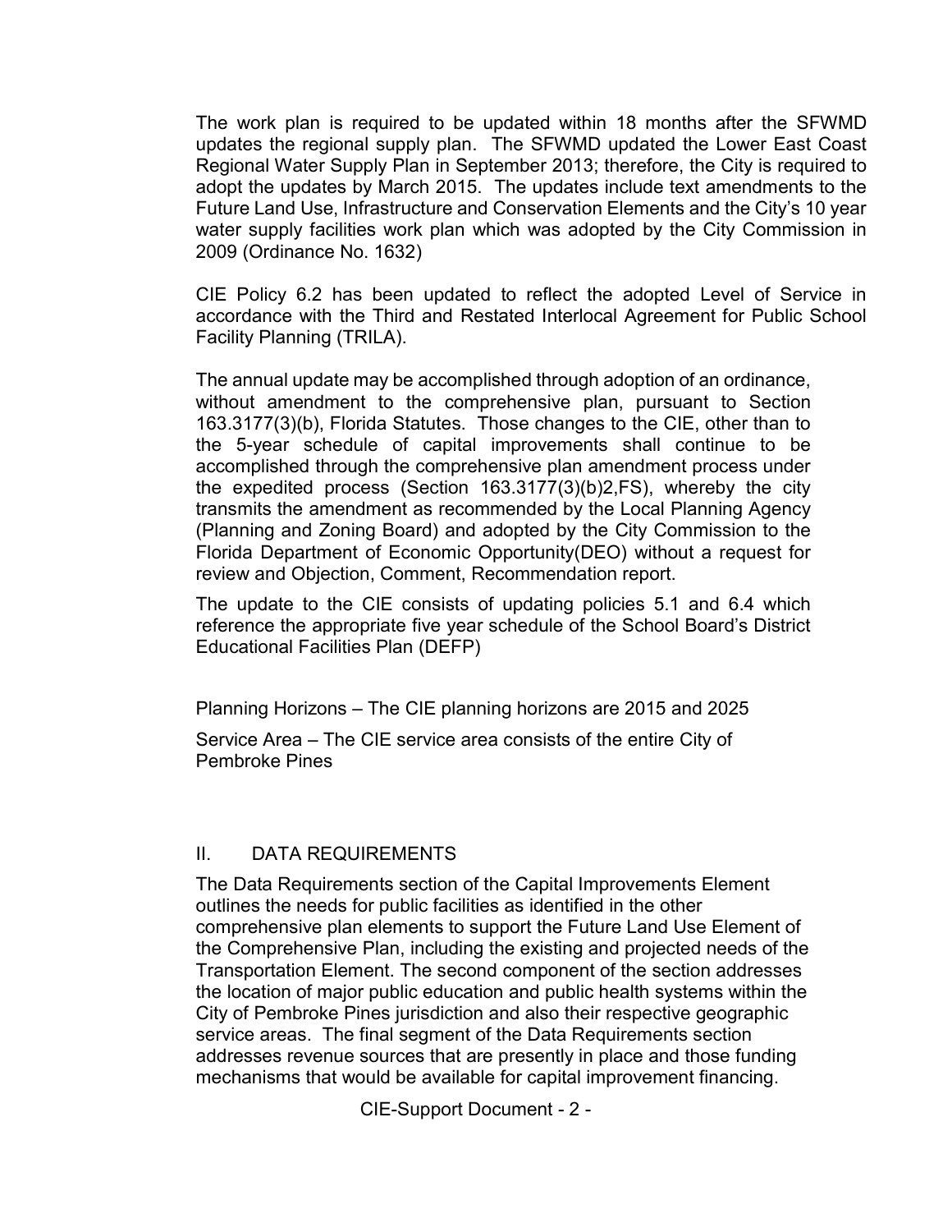The work plan is required to be updated within 18 months after the SFWMD updates the regional supply plan. The SFWMD updated the Lower East Coast Regional Water Supply Plan in September 2013; therefore, the City is required to adopt the updates by March 2015. The updates include text amendments to the Future Land Use, Infrastructure and Conservation Elements and the City's 10 year water supply facilities work plan which was adopted by the City Commission in 2009 (Ordinance No. 1632)

CIE Policy 6.2 has been updated to reflect the adopted Level of Service in accordance with the Third and Restated Interlocal Agreement for Public School Facility Planning (TRILA).

The annual update may be accomplished through adoption of an ordinance, without amendment to the comprehensive plan, pursuant to Section 163.3177(3)(b), Florida Statutes. Those changes to the CIE, other than to the 5-year schedule of capital improvements shall continue to be accomplished through the comprehensive plan amendment process under the expedited process (Section 163.3177(3)(b)2,FS), whereby the city transmits the amendment as recommended by the Local Planning Agency (Planning and Zoning Board) and adopted by the City Commission to the Florida Department of Economic Opportunity(DEO) without a request for review and Objection, Comment, Recommendation report.

The update to the CIE consists of updating policies 5.1 and 6.4 which reference the appropriate five year schedule of the School Board's District Educational Facilities Plan (DEFP)

Planning Horizons – The CIE planning horizons are 2015 and 2025

Service Area – The CIE service area consists of the entire City of Pembroke Pines

## II. DATA REQUIREMENTS

The Data Requirements section of the Capital Improvements Element outlines the needs for public facilities as identified in the other comprehensive plan elements to support the Future Land Use Element of the Comprehensive Plan, including the existing and projected needs of the Transportation Element. The second component of the section addresses the location of major public education and public health systems within the City of Pembroke Pines jurisdiction and also their respective geographic service areas. The final segment of the Data Requirements section addresses revenue sources that are presently in place and those funding mechanisms that would be available for capital improvement financing.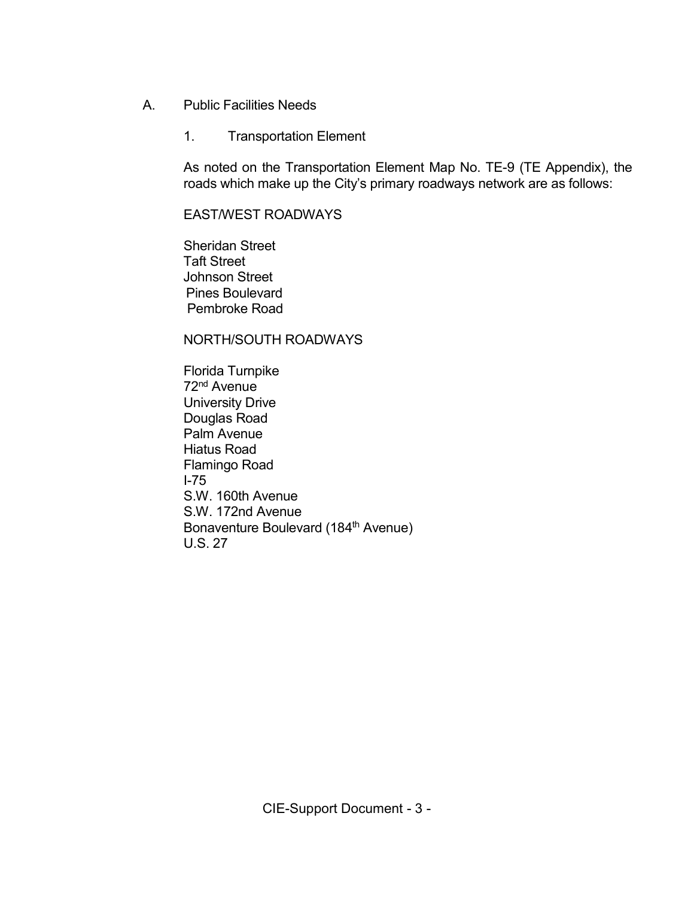## A. Public Facilities Needs

### 1. Transportation Element

As noted on the Transportation Element Map No. TE-9 (TE Appendix), the roads which make up the City's primary roadways network are as follows:

EAST/WEST ROADWAYS

Sheridan Street
Taft Street
Johnson Street
Pines Boulevard
Pembroke Road

NORTH/SOUTH ROADWAYS

Florida Turnpike
72nd Avenue
University Drive
Douglas Road
Palm Avenue
Hiatus Road
Flamingo Road
I-75
S.W. 160th Avenue
S.W. 172nd Avenue
Bonaventure Boulevard (184th Avenue)
U.S. 27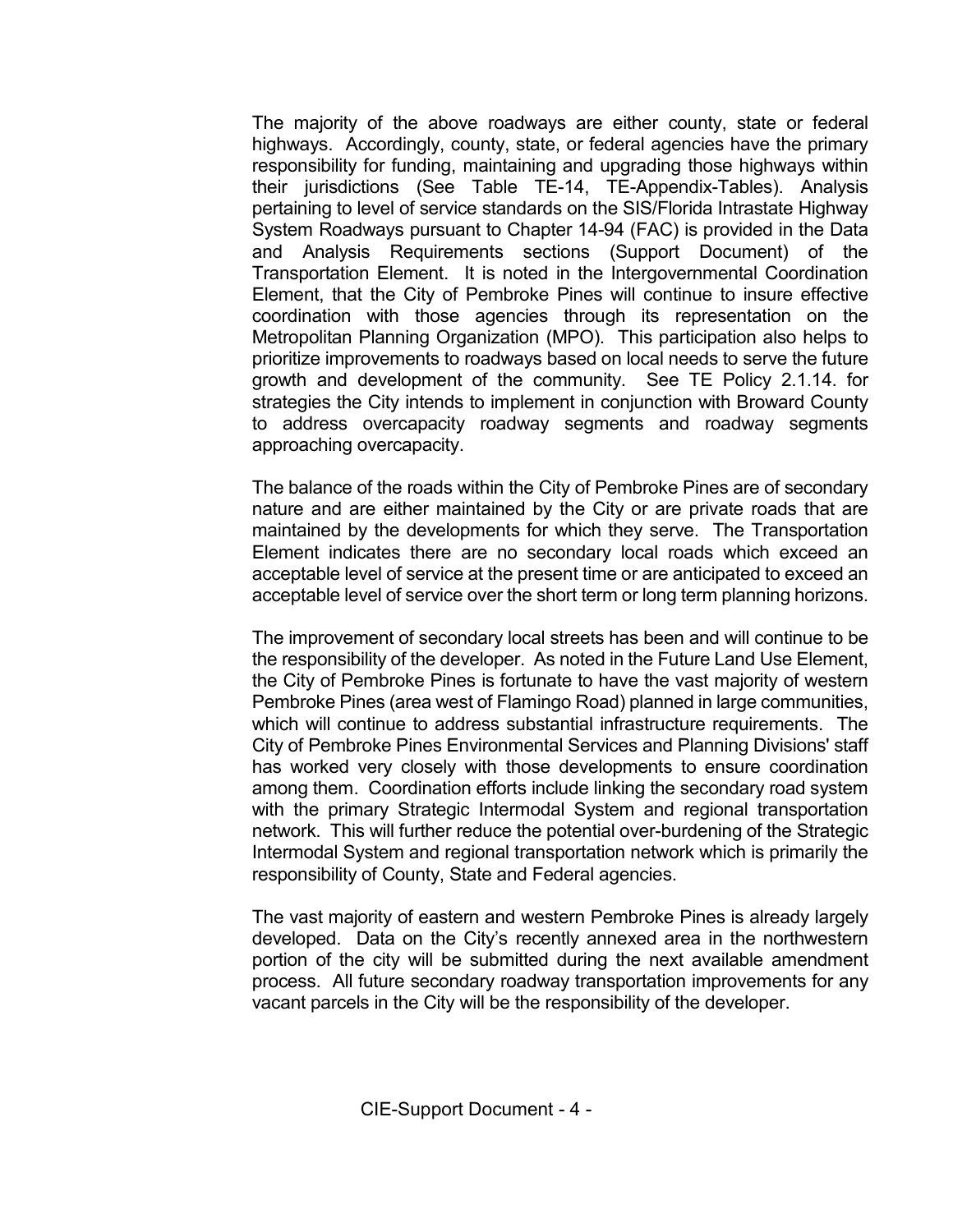The majority of the above roadways are either county, state or federal highways. Accordingly, county, state, or federal agencies have the primary responsibility for funding, maintaining and upgrading those highways within their jurisdictions (See Table TE-14, TE-Appendix-Tables). Analysis pertaining to level of service standards on the SIS/Florida Intrastate Highway System Roadways pursuant to Chapter 14-94 (FAC) is provided in the Data and Analysis Requirements sections (Support Document) of the Transportation Element. It is noted in the Intergovernmental Coordination Element, that the City of Pembroke Pines will continue to insure effective coordination with those agencies through its representation on the Metropolitan Planning Organization (MPO). This participation also helps to prioritize improvements to roadways based on local needs to serve the future growth and development of the community. See TE Policy 2.1.14. for strategies the City intends to implement in conjunction with Broward County to address overcapacity roadway segments and roadway segments approaching overcapacity.

The balance of the roads within the City of Pembroke Pines are of secondary nature and are either maintained by the City or are private roads that are maintained by the developments for which they serve. The Transportation Element indicates there are no secondary local roads which exceed an acceptable level of service at the present time or are anticipated to exceed an acceptable level of service over the short term or long term planning horizons.

The improvement of secondary local streets has been and will continue to be the responsibility of the developer. As noted in the Future Land Use Element, the City of Pembroke Pines is fortunate to have the vast majority of western Pembroke Pines (area west of Flamingo Road) planned in large communities, which will continue to address substantial infrastructure requirements. The City of Pembroke Pines Environmental Services and Planning Divisions' staff has worked very closely with those developments to ensure coordination among them. Coordination efforts include linking the secondary road system with the primary Strategic Intermodal System and regional transportation network. This will further reduce the potential over-burdening of the Strategic Intermodal System and regional transportation network which is primarily the responsibility of County, State and Federal agencies.

The vast majority of eastern and western Pembroke Pines is already largely developed. Data on the City's recently annexed area in the northwestern portion of the city will be submitted during the next available amendment process. All future secondary roadway transportation improvements for any vacant parcels in the City will be the responsibility of the developer.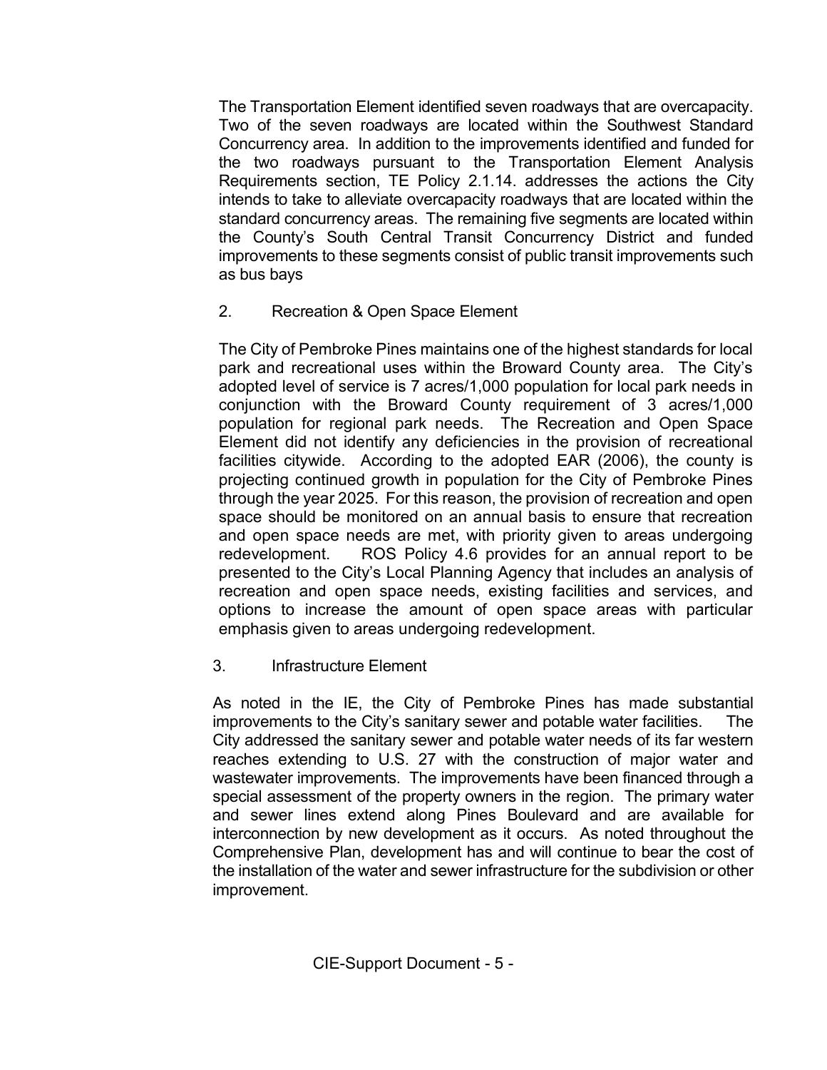The Transportation Element identified seven roadways that are overcapacity. Two of the seven roadways are located within the Southwest Standard Concurrency area. In addition to the improvements identified and funded for the two roadways pursuant to the Transportation Element Analysis Requirements section, TE Policy 2.1.14. addresses the actions the City intends to take to alleviate overcapacity roadways that are located within the standard concurrency areas. The remaining five segments are located within the County's South Central Transit Concurrency District and funded improvements to these segments consist of public transit improvements such as bus bays

2. Recreation & Open Space Element

The City of Pembroke Pines maintains one of the highest standards for local park and recreational uses within the Broward County area. The City's adopted level of service is 7 acres/1,000 population for local park needs in conjunction with the Broward County requirement of 3 acres/1,000 population for regional park needs. The Recreation and Open Space Element did not identify any deficiencies in the provision of recreational facilities citywide. According to the adopted EAR (2006), the county is projecting continued growth in population for the City of Pembroke Pines through the year 2025. For this reason, the provision of recreation and open space should be monitored on an annual basis to ensure that recreation and open space needs are met, with priority given to areas undergoing redevelopment. ROS Policy 4.6 provides for an annual report to be presented to the City's Local Planning Agency that includes an analysis of recreation and open space needs, existing facilities and services, and options to increase the amount of open space areas with particular emphasis given to areas undergoing redevelopment.

3. Infrastructure Element

As noted in the IE, the City of Pembroke Pines has made substantial improvements to the City's sanitary sewer and potable water facilities. The City addressed the sanitary sewer and potable water needs of its far western reaches extending to U.S. 27 with the construction of major water and wastewater improvements. The improvements have been financed through a special assessment of the property owners in the region. The primary water and sewer lines extend along Pines Boulevard and are available for interconnection by new development as it occurs. As noted throughout the Comprehensive Plan, development has and will continue to bear the cost of the installation of the water and sewer infrastructure for the subdivision or other improvement.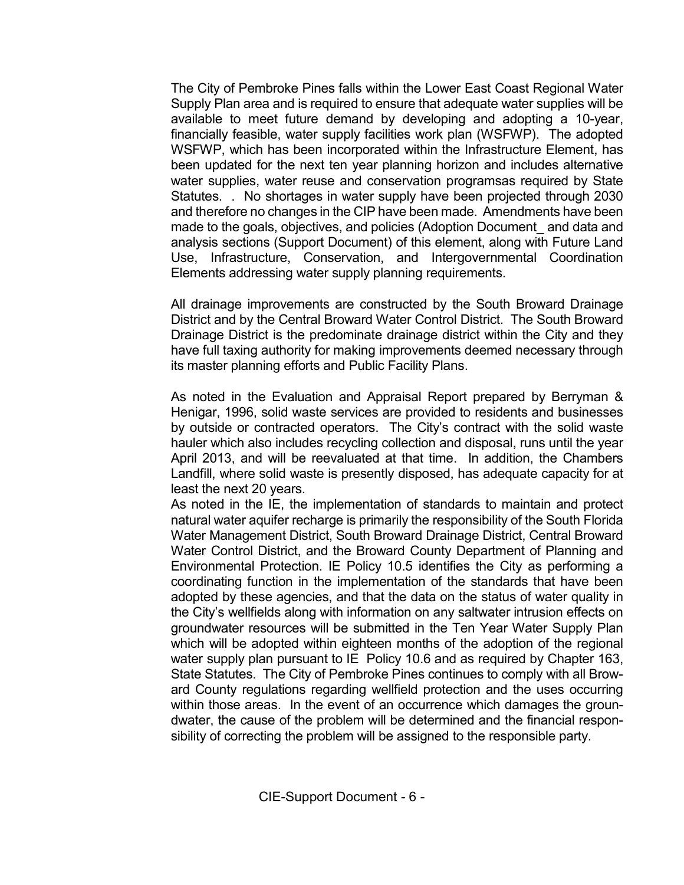The City of Pembroke Pines falls within the Lower East Coast Regional Water Supply Plan area and is required to ensure that adequate water supplies will be available to meet future demand by developing and adopting a 10-year, financially feasible, water supply facilities work plan (WSFWP). The adopted WSFWP, which has been incorporated within the Infrastructure Element, has been updated for the next ten year planning horizon and includes alternative water supplies, water reuse and conservation programsas required by State Statutes. . No shortages in water supply have been projected through 2030 and therefore no changes in the CIP have been made. Amendments have been made to the goals, objectives, and policies (Adoption Document_ and data and analysis sections (Support Document) of this element, along with Future Land Use, Infrastructure, Conservation, and Intergovernmental Coordination Elements addressing water supply planning requirements.

All drainage improvements are constructed by the South Broward Drainage District and by the Central Broward Water Control District. The South Broward Drainage District is the predominate drainage district within the City and they have full taxing authority for making improvements deemed necessary through its master planning efforts and Public Facility Plans.

As noted in the Evaluation and Appraisal Report prepared by Berryman & Henigar, 1996, solid waste services are provided to residents and businesses by outside or contracted operators. The City's contract with the solid waste hauler which also includes recycling collection and disposal, runs until the year April 2013, and will be reevaluated at that time. In addition, the Chambers Landfill, where solid waste is presently disposed, has adequate capacity for at least the next 20 years.

As noted in the IE, the implementation of standards to maintain and protect natural water aquifer recharge is primarily the responsibility of the South Florida Water Management District, South Broward Drainage District, Central Broward Water Control District, and the Broward County Department of Planning and Environmental Protection. IE Policy 10.5 identifies the City as performing a coordinating function in the implementation of the standards that have been adopted by these agencies, and that the data on the status of water quality in the City's wellfields along with information on any saltwater intrusion effects on groundwater resources will be submitted in the Ten Year Water Supply Plan which will be adopted within eighteen months of the adoption of the regional water supply plan pursuant to IE Policy 10.6 and as required by Chapter 163, State Statutes. The City of Pembroke Pines continues to comply with all Broward County regulations regarding wellfield protection and the uses occurring within those areas. In the event of an occurrence which damages the groundwater, the cause of the problem will be determined and the financial responsibility of correcting the problem will be assigned to the responsible party.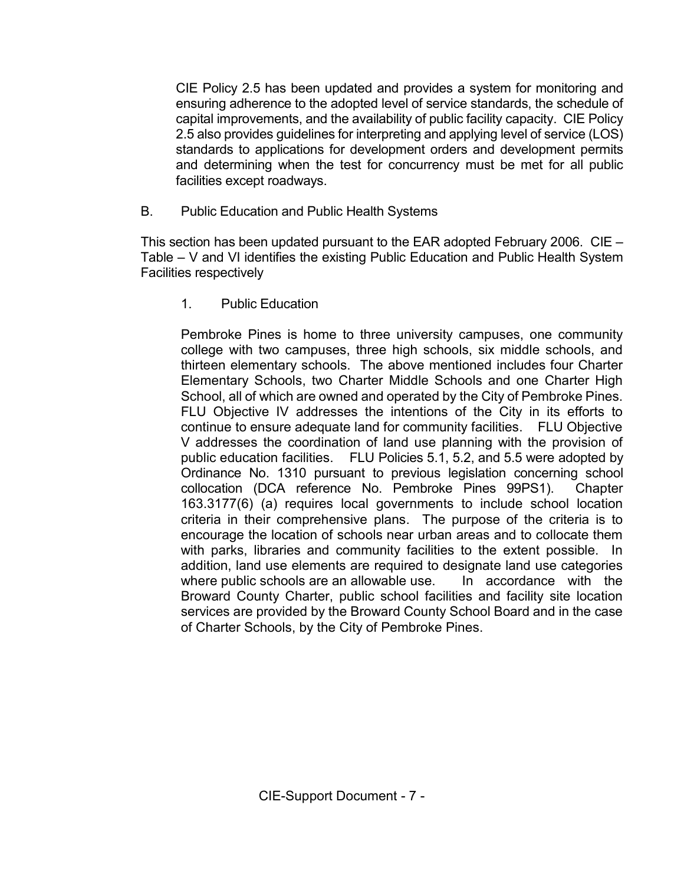CIE Policy 2.5 has been updated and provides a system for monitoring and ensuring adherence to the adopted level of service standards, the schedule of capital improvements, and the availability of public facility capacity. CIE Policy 2.5 also provides guidelines for interpreting and applying level of service (LOS) standards to applications for development orders and development permits and determining when the test for concurrency must be met for all public facilities except roadways.

## B. Public Education and Public Health Systems

This section has been updated pursuant to the EAR adopted February 2006. CIE – Table – V and VI identifies the existing Public Education and Public Health System Facilities respectively

### 1. Public Education

Pembroke Pines is home to three university campuses, one community college with two campuses, three high schools, six middle schools, and thirteen elementary schools. The above mentioned includes four Charter Elementary Schools, two Charter Middle Schools and one Charter High School, all of which are owned and operated by the City of Pembroke Pines. FLU Objective IV addresses the intentions of the City in its efforts to continue to ensure adequate land for community facilities. FLU Objective V addresses the coordination of land use planning with the provision of public education facilities. FLU Policies 5.1, 5.2, and 5.5 were adopted by Ordinance No. 1310 pursuant to previous legislation concerning school collocation (DCA reference No. Pembroke Pines 99PS1). Chapter 163.3177(6) (a) requires local governments to include school location criteria in their comprehensive plans. The purpose of the criteria is to encourage the location of schools near urban areas and to collocate them with parks, libraries and community facilities to the extent possible. In addition, land use elements are required to designate land use categories where public schools are an allowable use. In accordance with the Broward County Charter, public school facilities and facility site location services are provided by the Broward County School Board and in the case of Charter Schools, by the City of Pembroke Pines.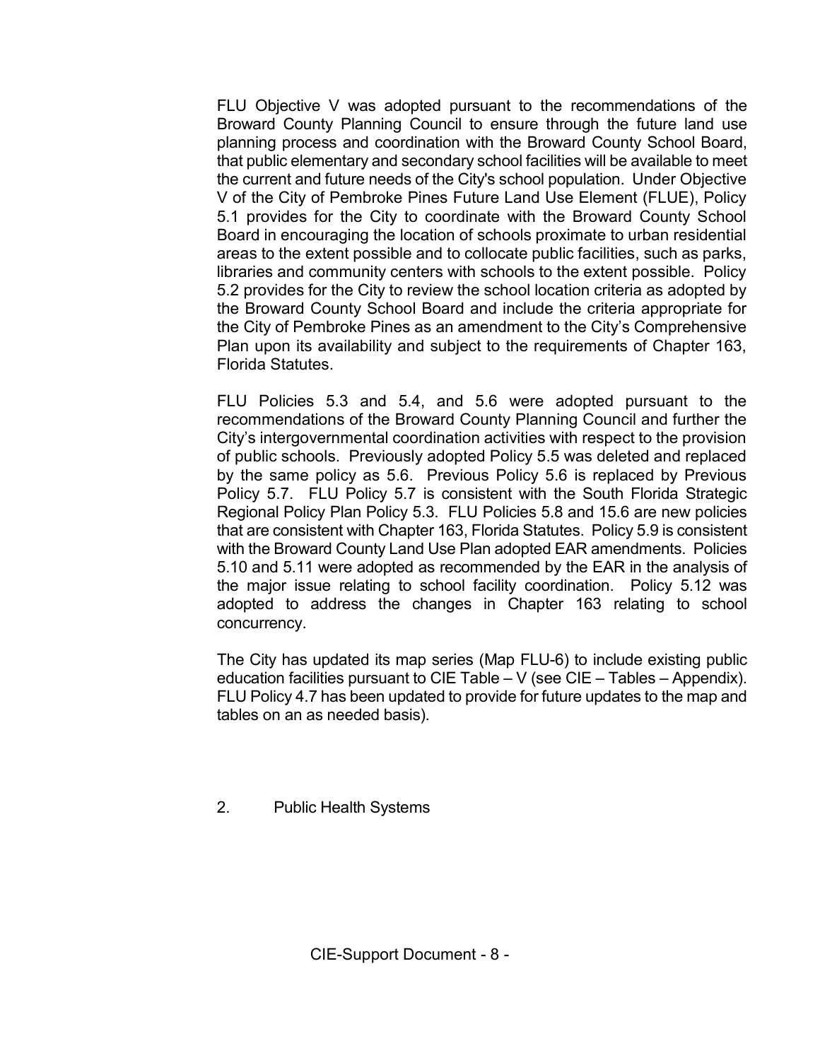FLU Objective V was adopted pursuant to the recommendations of the Broward County Planning Council to ensure through the future land use planning process and coordination with the Broward County School Board, that public elementary and secondary school facilities will be available to meet the current and future needs of the City's school population. Under Objective V of the City of Pembroke Pines Future Land Use Element (FLUE), Policy 5.1 provides for the City to coordinate with the Broward County School Board in encouraging the location of schools proximate to urban residential areas to the extent possible and to collocate public facilities, such as parks, libraries and community centers with schools to the extent possible. Policy 5.2 provides for the City to review the school location criteria as adopted by the Broward County School Board and include the criteria appropriate for the City of Pembroke Pines as an amendment to the City's Comprehensive Plan upon its availability and subject to the requirements of Chapter 163, Florida Statutes.

FLU Policies 5.3 and 5.4, and 5.6 were adopted pursuant to the recommendations of the Broward County Planning Council and further the City's intergovernmental coordination activities with respect to the provision of public schools. Previously adopted Policy 5.5 was deleted and replaced by the same policy as 5.6. Previous Policy 5.6 is replaced by Previous Policy 5.7. FLU Policy 5.7 is consistent with the South Florida Strategic Regional Policy Plan Policy 5.3. FLU Policies 5.8 and 15.6 are new policies that are consistent with Chapter 163, Florida Statutes. Policy 5.9 is consistent with the Broward County Land Use Plan adopted EAR amendments. Policies 5.10 and 5.11 were adopted as recommended by the EAR in the analysis of the major issue relating to school facility coordination. Policy 5.12 was adopted to address the changes in Chapter 163 relating to school concurrency.

The City has updated its map series (Map FLU-6) to include existing public education facilities pursuant to CIE Table – V (see CIE – Tables – Appendix). FLU Policy 4.7 has been updated to provide for future updates to the map and tables on an as needed basis).

2. Public Health Systems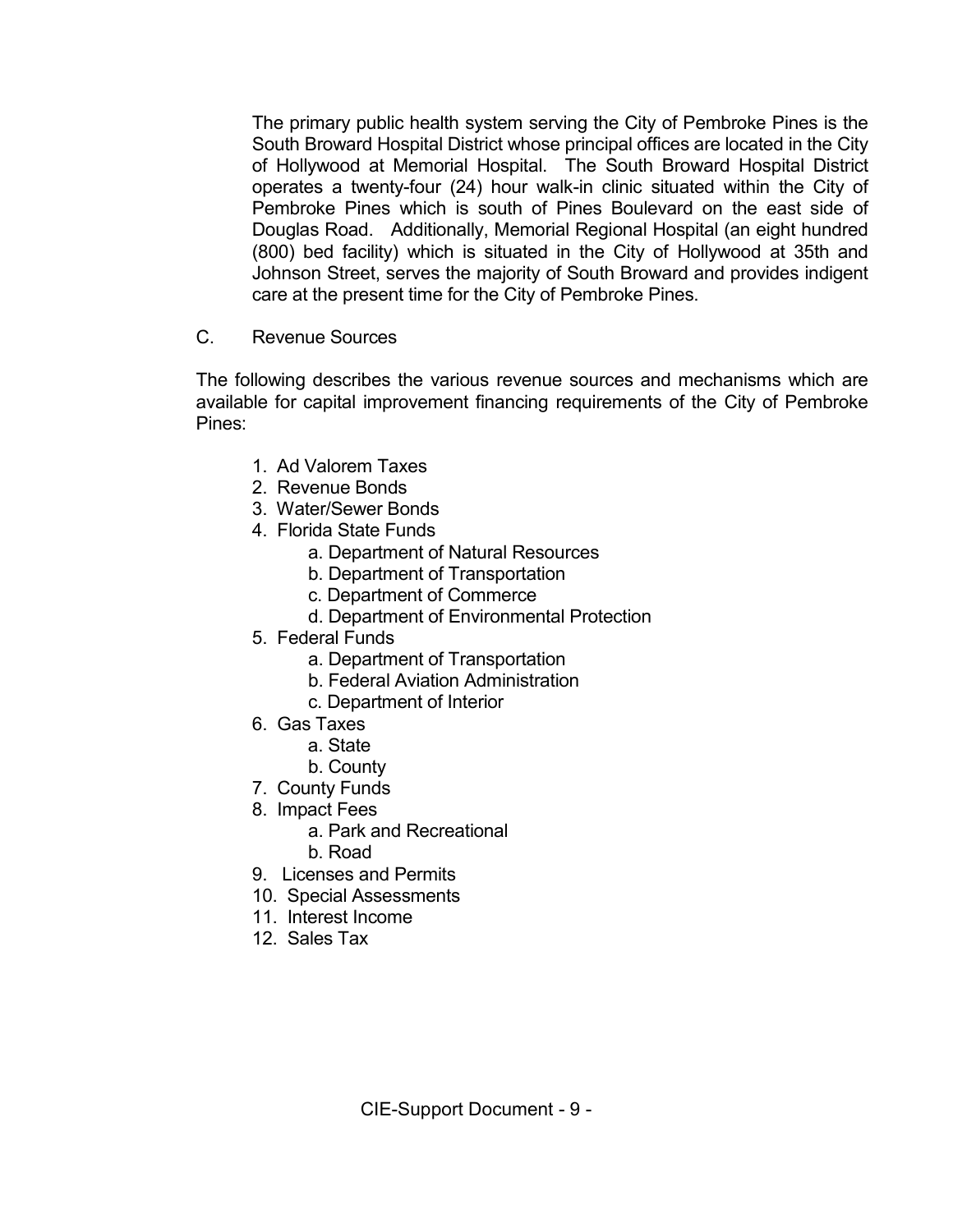The primary public health system serving the City of Pembroke Pines is the South Broward Hospital District whose principal offices are located in the City of Hollywood at Memorial Hospital. The South Broward Hospital District operates a twenty-four (24) hour walk-in clinic situated within the City of Pembroke Pines which is south of Pines Boulevard on the east side of Douglas Road. Additionally, Memorial Regional Hospital (an eight hundred (800) bed facility) which is situated in the City of Hollywood at 35th and Johnson Street, serves the majority of South Broward and provides indigent care at the present time for the City of Pembroke Pines.

## C. Revenue Sources

The following describes the various revenue sources and mechanisms which are available for capital improvement financing requirements of the City of Pembroke Pines:

1. Ad Valorem Taxes
2. Revenue Bonds
3. Water/Sewer Bonds
4. Florida State Funds
    a. Department of Natural Resources
    b. Department of Transportation
    c. Department of Commerce
    d. Department of Environmental Protection
5. Federal Funds
    a. Department of Transportation
    b. Federal Aviation Administration
    c. Department of Interior
6. Gas Taxes
    a. State
    b. County
7. County Funds
8. Impact Fees
    a. Park and Recreational
    b. Road
9. Licenses and Permits
10. Special Assessments
11. Interest Income
12. Sales Tax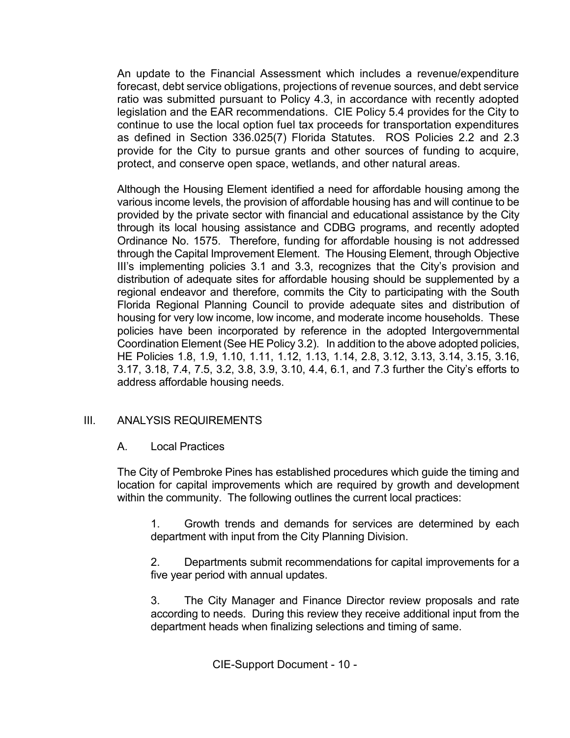An update to the Financial Assessment which includes a revenue/expenditure forecast, debt service obligations, projections of revenue sources, and debt service ratio was submitted pursuant to Policy 4.3, in accordance with recently adopted legislation and the EAR recommendations. CIE Policy 5.4 provides for the City to continue to use the local option fuel tax proceeds for transportation expenditures as defined in Section 336.025(7) Florida Statutes. ROS Policies 2.2 and 2.3 provide for the City to pursue grants and other sources of funding to acquire, protect, and conserve open space, wetlands, and other natural areas.

Although the Housing Element identified a need for affordable housing among the various income levels, the provision of affordable housing has and will continue to be provided by the private sector with financial and educational assistance by the City through its local housing assistance and CDBG programs, and recently adopted Ordinance No. 1575. Therefore, funding for affordable housing is not addressed through the Capital Improvement Element. The Housing Element, through Objective III's implementing policies 3.1 and 3.3, recognizes that the City's provision and distribution of adequate sites for affordable housing should be supplemented by a regional endeavor and therefore, commits the City to participating with the South Florida Regional Planning Council to provide adequate sites and distribution of housing for very low income, low income, and moderate income households. These policies have been incorporated by reference in the adopted Intergovernmental Coordination Element (See HE Policy 3.2). In addition to the above adopted policies, HE Policies 1.8, 1.9, 1.10, 1.11, 1.12, 1.13, 1.14, 2.8, 3.12, 3.13, 3.14, 3.15, 3.16, 3.17, 3.18, 7.4, 7.5, 3.2, 3.8, 3.9, 3.10, 4.4, 6.1, and 7.3 further the City's efforts to address affordable housing needs.

## III. ANALYSIS REQUIREMENTS

### A. Local Practices

The City of Pembroke Pines has established procedures which guide the timing and location for capital improvements which are required by growth and development within the community. The following outlines the current local practices:

1. Growth trends and demands for services are determined by each department with input from the City Planning Division.

2. Departments submit recommendations for capital improvements for a five year period with annual updates.

3. The City Manager and Finance Director review proposals and rate according to needs. During this review they receive additional input from the department heads when finalizing selections and timing of same.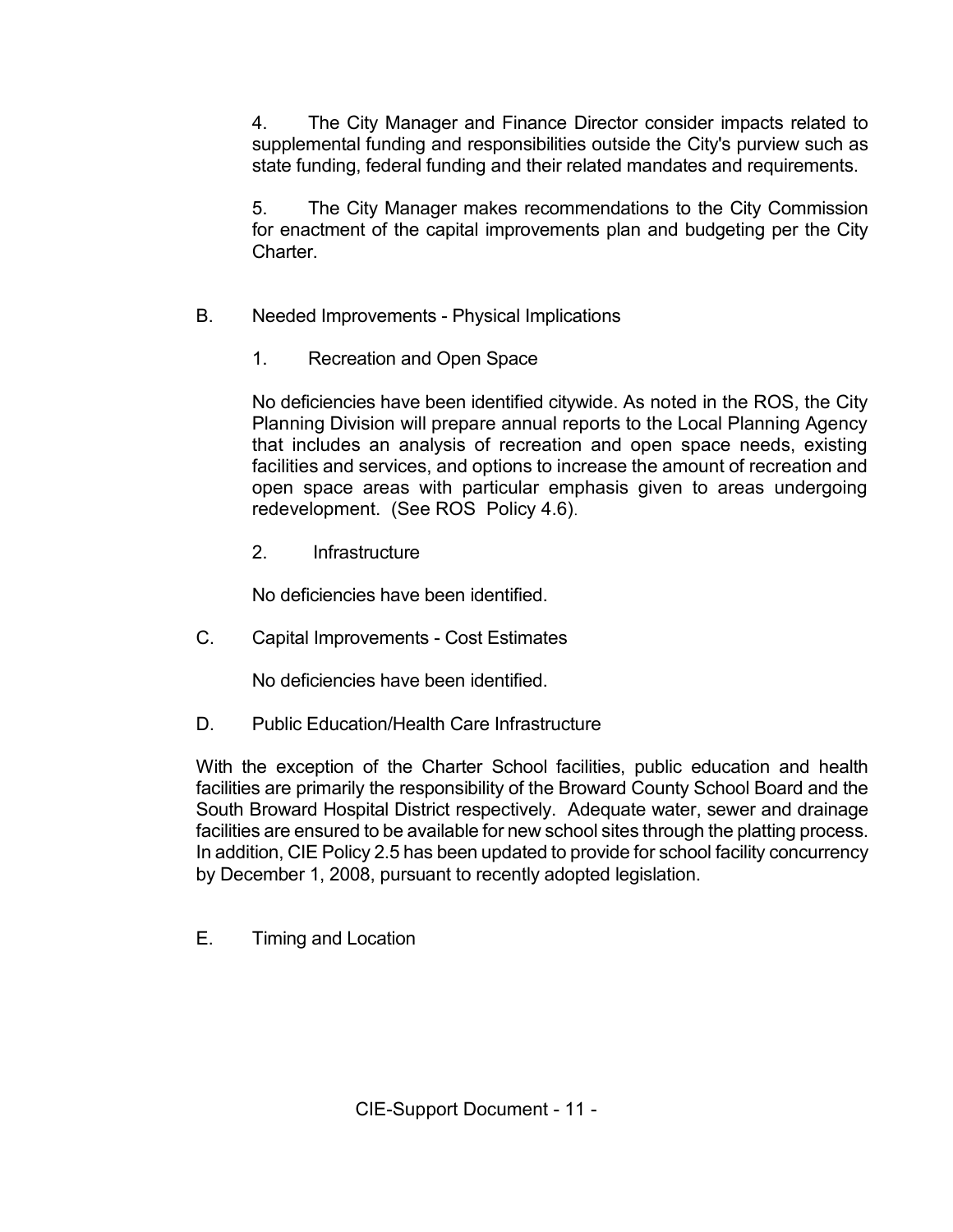4. The City Manager and Finance Director consider impacts related to supplemental funding and responsibilities outside the City's purview such as state funding, federal funding and their related mandates and requirements.

5. The City Manager makes recommendations to the City Commission for enactment of the capital improvements plan and budgeting per the City Charter.

B. Needed Improvements - Physical Implications

1. Recreation and Open Space

No deficiencies have been identified citywide. As noted in the ROS, the City Planning Division will prepare annual reports to the Local Planning Agency that includes an analysis of recreation and open space needs, existing facilities and services, and options to increase the amount of recreation and open space areas with particular emphasis given to areas undergoing redevelopment. (See ROS Policy 4.6).

2. Infrastructure

No deficiencies have been identified.

C. Capital Improvements - Cost Estimates

No deficiencies have been identified.

D. Public Education/Health Care Infrastructure

With the exception of the Charter School facilities, public education and health facilities are primarily the responsibility of the Broward County School Board and the South Broward Hospital District respectively. Adequate water, sewer and drainage facilities are ensured to be available for new school sites through the platting process. In addition, CIE Policy 2.5 has been updated to provide for school facility concurrency by December 1, 2008, pursuant to recently adopted legislation.

E. Timing and Location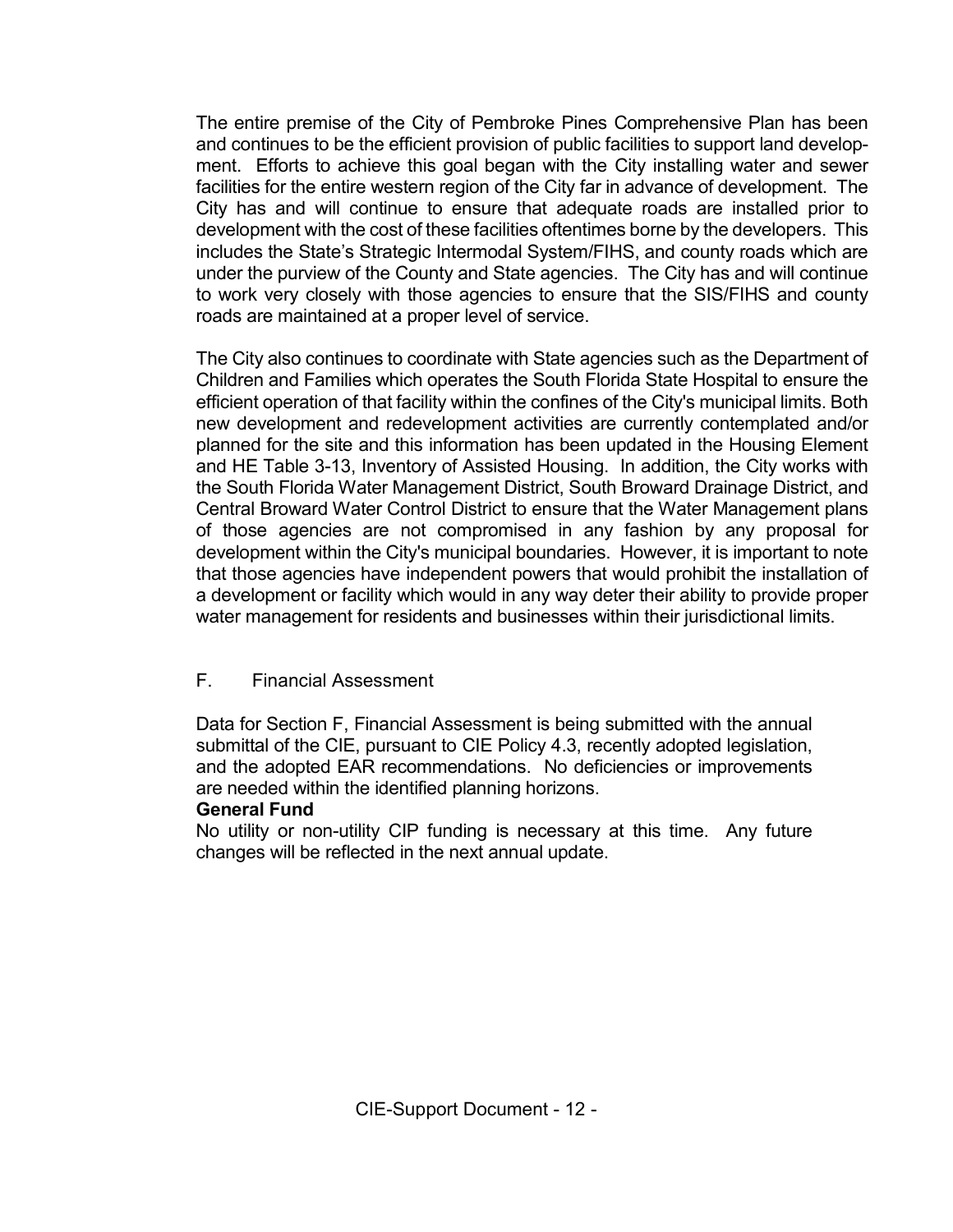The entire premise of the City of Pembroke Pines Comprehensive Plan has been and continues to be the efficient provision of public facilities to support land development. Efforts to achieve this goal began with the City installing water and sewer facilities for the entire western region of the City far in advance of development. The City has and will continue to ensure that adequate roads are installed prior to development with the cost of these facilities oftentimes borne by the developers. This includes the State's Strategic Intermodal System/FIHS, and county roads which are under the purview of the County and State agencies. The City has and will continue to work very closely with those agencies to ensure that the SIS/FIHS and county roads are maintained at a proper level of service.

The City also continues to coordinate with State agencies such as the Department of Children and Families which operates the South Florida State Hospital to ensure the efficient operation of that facility within the confines of the City's municipal limits. Both new development and redevelopment activities are currently contemplated and/or planned for the site and this information has been updated in the Housing Element and HE Table 3-13, Inventory of Assisted Housing. In addition, the City works with the South Florida Water Management District, South Broward Drainage District, and Central Broward Water Control District to ensure that the Water Management plans of those agencies are not compromised in any fashion by any proposal for development within the City's municipal boundaries. However, it is important to note that those agencies have independent powers that would prohibit the installation of a development or facility which would in any way deter their ability to provide proper water management for residents and businesses within their jurisdictional limits.

## F. Financial Assessment

Data for Section F, Financial Assessment is being submitted with the annual submittal of the CIE, pursuant to CIE Policy 4.3, recently adopted legislation, and the adopted EAR recommendations. No deficiencies or improvements are needed within the identified planning horizons.

**General Fund**

No utility or non-utility CIP funding is necessary at this time. Any future changes will be reflected in the next annual update.